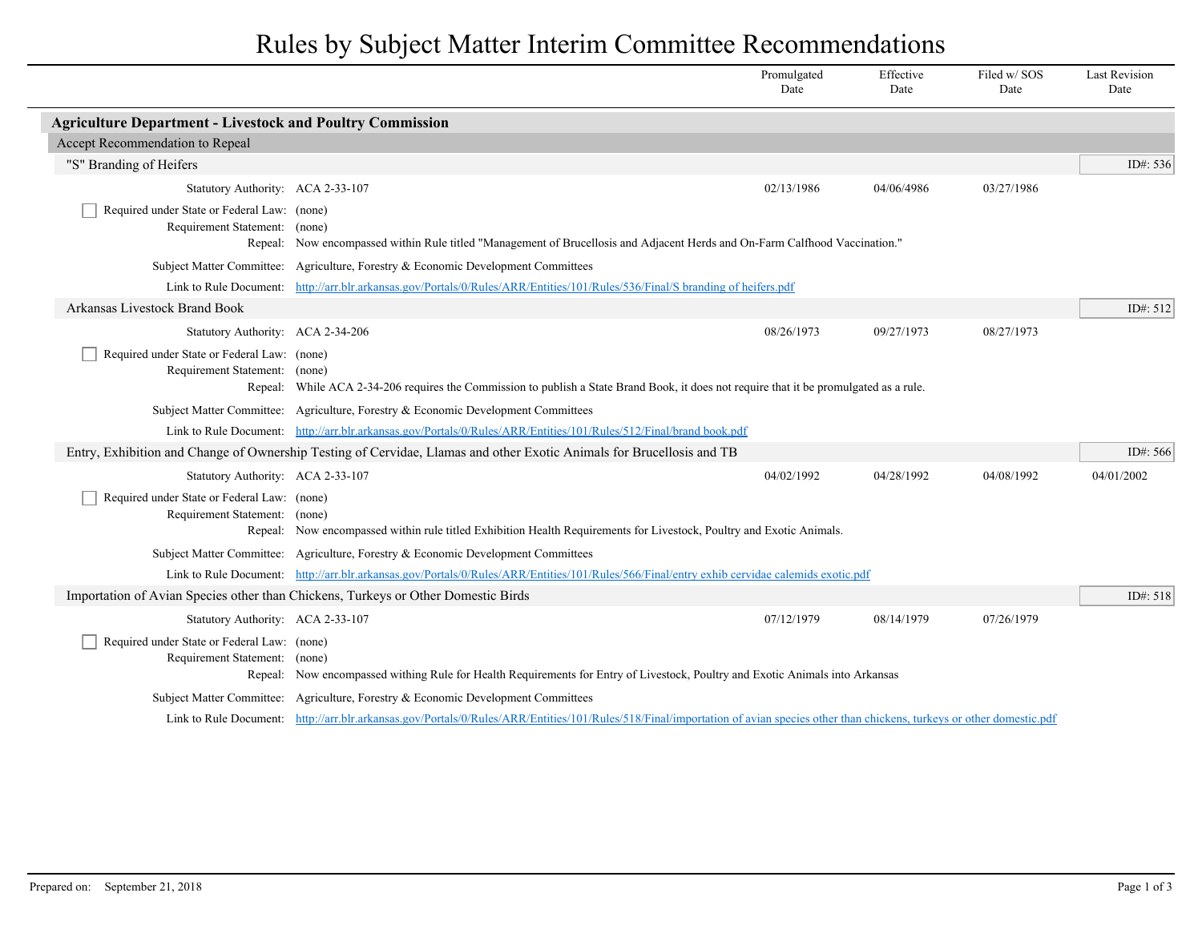# Rules by Subject Matter Interim Committee Recommendations

| | Promulgated Date | Effective Date | Filed w/ SOS Date | Last Revision Date |
|---|---|---|---|---|

## Agriculture Department - Livestock and Poultry Commission

### Accept Recommendation to Repeal

#### "S" Branding of Heifers

ID#: 536

| | Promulgated Date | Effective Date | Filed w/ SOS Date | Last Revision Date |
|---|---|---|---|---|
| Statutory Authority: ACA 2-33-107 | 02/13/1986 | 04/06/4986 | 03/27/1986 | |

- [ ] Required under State or Federal Law: (none)

Requirement Statement: (none)

Repeal: Now encompassed within Rule titled "Management of Brucellosis and Adjacent Herds and On-Farm Calfhood Vaccination."

Subject Matter Committee: Agriculture, Forestry & Economic Development Committees

Link to Rule Document: http://arr.blr.arkansas.gov/Portals/0/Rules/ARR/Entities/101/Rules/536/Final/S branding of heifers.pdf

#### Arkansas Livestock Brand Book

ID#: 512

| | Promulgated Date | Effective Date | Filed w/ SOS Date | Last Revision Date |
|---|---|---|---|---|
| Statutory Authority: ACA 2-34-206 | 08/26/1973 | 09/27/1973 | 08/27/1973 | |

- [ ] Required under State or Federal Law: (none)

Requirement Statement: (none)

Repeal: While ACA 2-34-206 requires the Commission to publish a State Brand Book, it does not require that it be promulgated as a rule.

Subject Matter Committee: Agriculture, Forestry & Economic Development Committees

Link to Rule Document: http://arr.blr.arkansas.gov/Portals/0/Rules/ARR/Entities/101/Rules/512/Final/brand book.pdf

#### Entry, Exhibition and Change of Ownership Testing of Cervidae, Llamas and other Exotic Animals for Brucellosis and TB

ID#: 566

| | Promulgated Date | Effective Date | Filed w/ SOS Date | Last Revision Date |
|---|---|---|---|---|
| Statutory Authority: ACA 2-33-107 | 04/02/1992 | 04/28/1992 | 04/08/1992 | 04/01/2002 |

- [ ] Required under State or Federal Law: (none)

Requirement Statement: (none)

Repeal: Now encompassed within rule titled Exhibition Health Requirements for Livestock, Poultry and Exotic Animals.

Subject Matter Committee: Agriculture, Forestry & Economic Development Committees

Link to Rule Document: http://arr.blr.arkansas.gov/Portals/0/Rules/ARR/Entities/101/Rules/566/Final/entry exhib cervidae calemids exotic.pdf

#### Importation of Avian Species other than Chickens, Turkeys or Other Domestic Birds

ID#: 518

| | Promulgated Date | Effective Date | Filed w/ SOS Date | Last Revision Date |
|---|---|---|---|---|
| Statutory Authority: ACA 2-33-107 | 07/12/1979 | 08/14/1979 | 07/26/1979 | |

- [ ] Required under State or Federal Law: (none)

Requirement Statement: (none)

Repeal: Now encompassed withing Rule for Health Requirements for Entry of Livestock, Poultry and Exotic Animals into Arkansas

Subject Matter Committee: Agriculture, Forestry & Economic Development Committees

Link to Rule Document: http://arr.blr.arkansas.gov/Portals/0/Rules/ARR/Entities/101/Rules/518/Final/importation of avian species other than chickens, turkeys or other domestic.pdf

Prepared on: September 21, 2018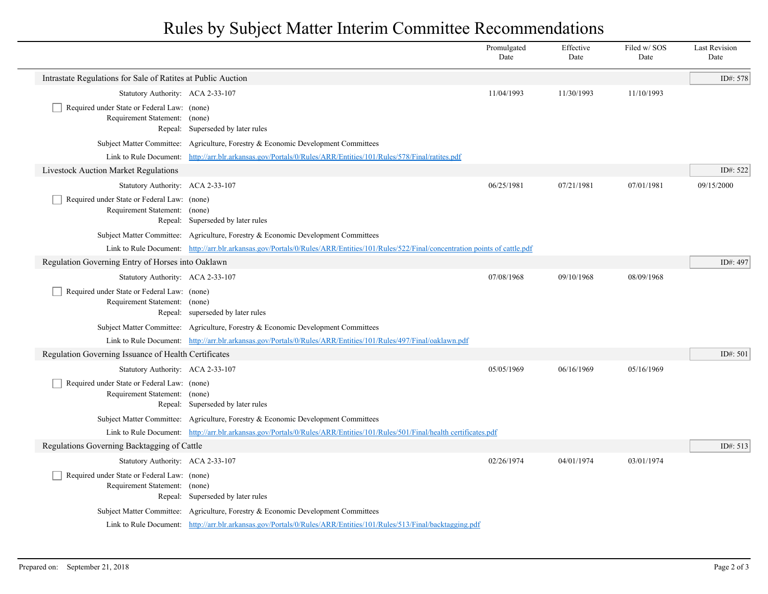# Rules by Subject Matter Interim Committee Recommendations

| | Promulgated Date | Effective Date | Filed w/ SOS Date | Last Revision Date |
|---|---|---|---|---|

## Intrastate Regulations for Sale of Ratites at Public Auction

ID#: 578

| | | Promulgated Date | Effective Date | Filed w/ SOS Date | Last Revision Date |
|---|---|---|---|---|---|
| Statutory Authority: | ACA 2-33-107 | 11/04/1993 | 11/30/1993 | 11/10/1993 | |

- [ ] Required under State or Federal Law: (none)

Requirement Statement: (none)

Repeal: Superseded by later rules

Subject Matter Committee: Agriculture, Forestry & Economic Development Committees

Link to Rule Document: [http://arr.blr.arkansas.gov/Portals/0/Rules/ARR/Entities/101/Rules/578/Final/ratites.pdf](http://arr.blr.arkansas.gov/Portals/0/Rules/ARR/Entities/101/Rules/578/Final/ratites.pdf)

## Livestock Auction Market Regulations

ID#: 522

| | | Promulgated Date | Effective Date | Filed w/ SOS Date | Last Revision Date |
|---|---|---|---|---|---|
| Statutory Authority: | ACA 2-33-107 | 06/25/1981 | 07/21/1981 | 07/01/1981 | 09/15/2000 |

- [ ] Required under State or Federal Law: (none)

Requirement Statement: (none)

Repeal: Superseded by later rules

Subject Matter Committee: Agriculture, Forestry & Economic Development Committees

Link to Rule Document: [http://arr.blr.arkansas.gov/Portals/0/Rules/ARR/Entities/101/Rules/522/Final/concentration points of cattle.pdf](http://arr.blr.arkansas.gov/Portals/0/Rules/ARR/Entities/101/Rules/522/Final/concentration points of cattle.pdf)

## Regulation Governing Entry of Horses into Oaklawn

ID#: 497

| | | Promulgated Date | Effective Date | Filed w/ SOS Date | Last Revision Date |
|---|---|---|---|---|---|
| Statutory Authority: | ACA 2-33-107 | 07/08/1968 | 09/10/1968 | 08/09/1968 | |

- [ ] Required under State or Federal Law: (none)

Requirement Statement: (none)

Repeal: superseded by later rules

Subject Matter Committee: Agriculture, Forestry & Economic Development Committees

Link to Rule Document: [http://arr.blr.arkansas.gov/Portals/0/Rules/ARR/Entities/101/Rules/497/Final/oaklawn.pdf](http://arr.blr.arkansas.gov/Portals/0/Rules/ARR/Entities/101/Rules/497/Final/oaklawn.pdf)

## Regulation Governing Issuance of Health Certificates

ID#: 501

| | | Promulgated Date | Effective Date | Filed w/ SOS Date | Last Revision Date |
|---|---|---|---|---|---|
| Statutory Authority: | ACA 2-33-107 | 05/05/1969 | 06/16/1969 | 05/16/1969 | |

- [ ] Required under State or Federal Law: (none)

Requirement Statement: (none)

Repeal: Superseded by later rules

Subject Matter Committee: Agriculture, Forestry & Economic Development Committees

Link to Rule Document: [http://arr.blr.arkansas.gov/Portals/0/Rules/ARR/Entities/101/Rules/501/Final/health certificates.pdf](http://arr.blr.arkansas.gov/Portals/0/Rules/ARR/Entities/101/Rules/501/Final/health certificates.pdf)

## Regulations Governing Backtagging of Cattle

ID#: 513

| | | Promulgated Date | Effective Date | Filed w/ SOS Date | Last Revision Date |
|---|---|---|---|---|---|
| Statutory Authority: | ACA 2-33-107 | 02/26/1974 | 04/01/1974 | 03/01/1974 | |

- [ ] Required under State or Federal Law: (none)

Requirement Statement: (none)

Repeal: Superseded by later rules

Subject Matter Committee: Agriculture, Forestry & Economic Development Committees

Link to Rule Document: [http://arr.blr.arkansas.gov/Portals/0/Rules/ARR/Entities/101/Rules/513/Final/backtagging.pdf](http://arr.blr.arkansas.gov/Portals/0/Rules/ARR/Entities/101/Rules/513/Final/backtagging.pdf)

Prepared on: September 21, 2018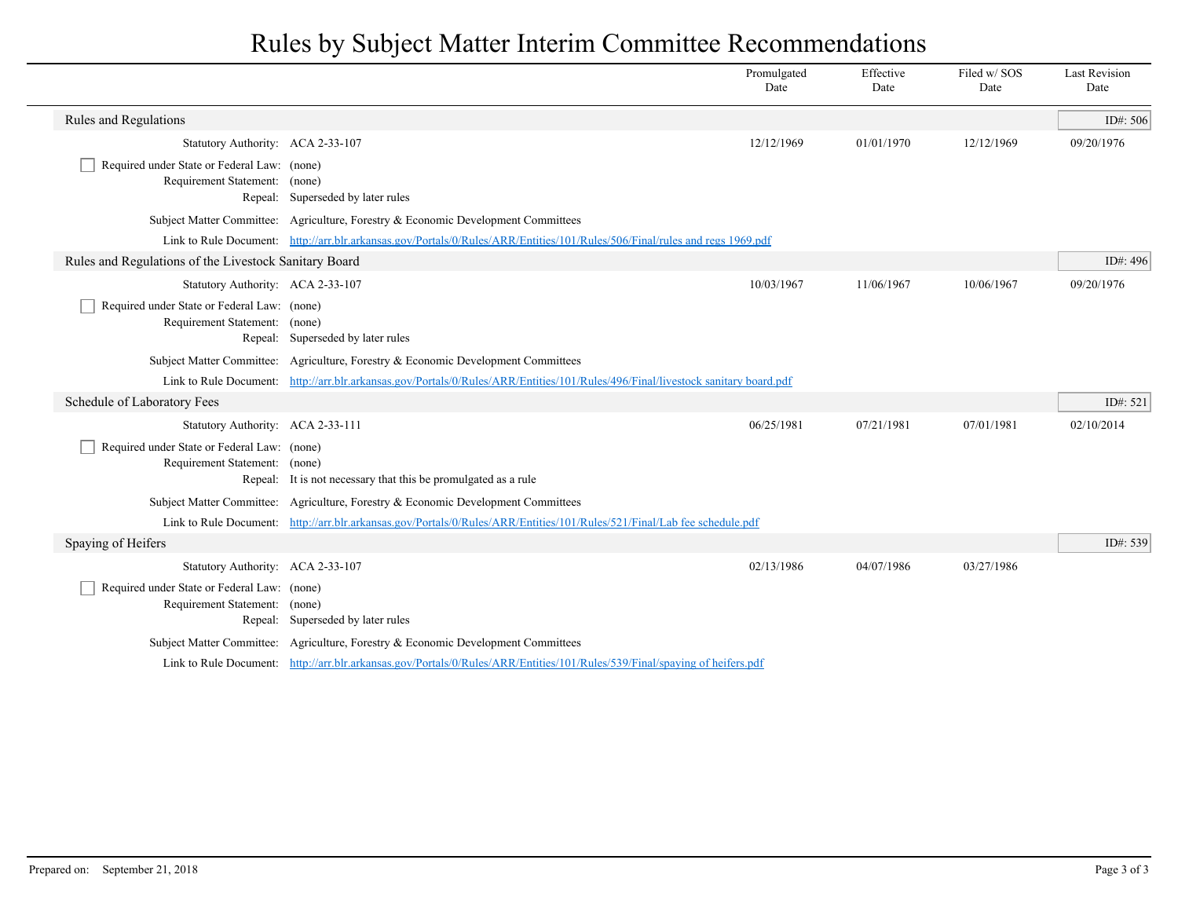# Rules by Subject Matter Interim Committee Recommendations

| | Promulgated Date | Effective Date | Filed w/ SOS Date | Last Revision Date |
|---|---|---|---|---|

## Rules and Regulations

ID#: 506

| | | Promulgated Date | Effective Date | Filed w/ SOS Date | Last Revision Date |
|---|---|---|---|---|---|
| Statutory Authority: | ACA 2-33-107 | 12/12/1969 | 01/01/1970 | 12/12/1969 | 09/20/1976 |

- [ ] Required under State or Federal Law: (none)

Requirement Statement: (none)

Repeal: Superseded by later rules

Subject Matter Committee: Agriculture, Forestry & Economic Development Committees

Link to Rule Document: [http://arr.blr.arkansas.gov/Portals/0/Rules/ARR/Entities/101/Rules/506/Final/rules and regs 1969.pdf](http://arr.blr.arkansas.gov/Portals/0/Rules/ARR/Entities/101/Rules/506/Final/rules and regs 1969.pdf)

## Rules and Regulations of the Livestock Sanitary Board

ID#: 496

| | | Promulgated Date | Effective Date | Filed w/ SOS Date | Last Revision Date |
|---|---|---|---|---|---|
| Statutory Authority: | ACA 2-33-107 | 10/03/1967 | 11/06/1967 | 10/06/1967 | 09/20/1976 |

- [ ] Required under State or Federal Law: (none)

Requirement Statement: (none)

Repeal: Superseded by later rules

Subject Matter Committee: Agriculture, Forestry & Economic Development Committees

Link to Rule Document: [http://arr.blr.arkansas.gov/Portals/0/Rules/ARR/Entities/101/Rules/496/Final/livestock sanitary board.pdf](http://arr.blr.arkansas.gov/Portals/0/Rules/ARR/Entities/101/Rules/496/Final/livestock sanitary board.pdf)

## Schedule of Laboratory Fees

ID#: 521

| | | Promulgated Date | Effective Date | Filed w/ SOS Date | Last Revision Date |
|---|---|---|---|---|---|
| Statutory Authority: | ACA 2-33-111 | 06/25/1981 | 07/21/1981 | 07/01/1981 | 02/10/2014 |

- [ ] Required under State or Federal Law: (none)

Requirement Statement: (none)

Repeal: It is not necessary that this be promulgated as a rule

Subject Matter Committee: Agriculture, Forestry & Economic Development Committees

Link to Rule Document: [http://arr.blr.arkansas.gov/Portals/0/Rules/ARR/Entities/101/Rules/521/Final/Lab fee schedule.pdf](http://arr.blr.arkansas.gov/Portals/0/Rules/ARR/Entities/101/Rules/521/Final/Lab fee schedule.pdf)

## Spaying of Heifers

ID#: 539

| | | Promulgated Date | Effective Date | Filed w/ SOS Date | Last Revision Date |
|---|---|---|---|---|---|
| Statutory Authority: | ACA 2-33-107 | 02/13/1986 | 04/07/1986 | 03/27/1986 | |

- [ ] Required under State or Federal Law: (none)

Requirement Statement: (none)

Repeal: Superseded by later rules

Subject Matter Committee: Agriculture, Forestry & Economic Development Committees

Link to Rule Document: [http://arr.blr.arkansas.gov/Portals/0/Rules/ARR/Entities/101/Rules/539/Final/spaying of heifers.pdf](http://arr.blr.arkansas.gov/Portals/0/Rules/ARR/Entities/101/Rules/539/Final/spaying of heifers.pdf)

Prepared on: September 21, 2018